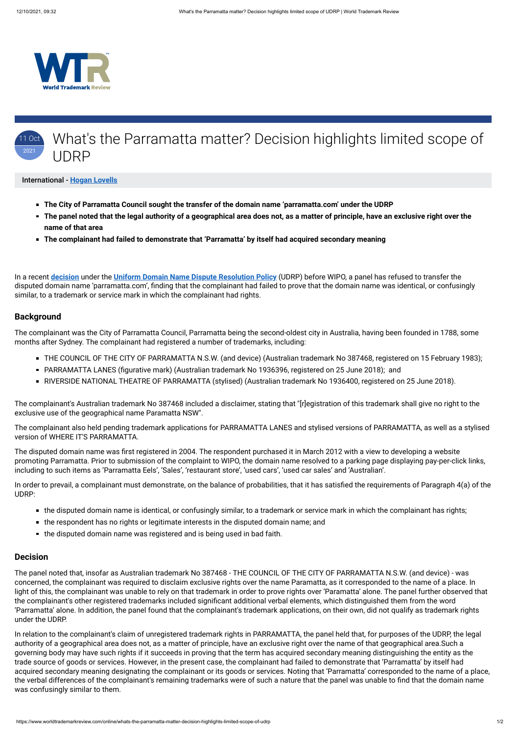# What's the Parramatta matter? Decision highlights limited scope of UDRP

11 Oct 2021

**International - [Hogan Lovells]**

- **The City of Parramatta Council sought the transfer of the domain name 'parramatta.com' under the UDRP**
- **The panel noted that the legal authority of a geographical area does not, as a matter of principle, have an exclusive right over the name of that area**
- **The complainant had failed to demonstrate that 'Parramatta' by itself had acquired secondary meaning**

In a recent **decision** under the **Uniform Domain Name Dispute Resolution Policy** (UDRP) before WIPO, a panel has refused to transfer the disputed domain name 'parramatta.com', finding that the complainant had failed to prove that the domain name was identical, or confusingly similar, to a trademark or service mark in which the complainant had rights.

## Background

The complainant was the City of Parramatta Council, Parramatta being the second-oldest city in Australia, having been founded in 1788, some months after Sydney. The complainant had registered a number of trademarks, including:

- THE COUNCIL OF THE CITY OF PARRAMATTA N.S.W. (and device) (Australian trademark No 387468, registered on 15 February 1983);
- PARRAMATTA LANES (figurative mark) (Australian trademark No 1936396, registered on 25 June 2018); and
- RIVERSIDE NATIONAL THEATRE OF PARRAMATTA (stylised) (Australian trademark No 1936400, registered on 25 June 2018).

The complainant's Australian trademark No 387468 included a disclaimer, stating that "[r]egistration of this trademark shall give no right to the exclusive use of the geographical name Paramatta NSW".

The complainant also held pending trademark applications for PARRAMATTA LANES and stylised versions of PARRAMATTA, as well as a stylised version of WHERE IT'S PARRAMATTA.

The disputed domain name was first registered in 2004. The respondent purchased it in March 2012 with a view to developing a website promoting Parramatta. Prior to submission of the complaint to WIPO, the domain name resolved to a parking page displaying pay-per-click links, including to such items as 'Parramatta Eels', 'Sales', 'restaurant store', 'used cars', 'used car sales' and 'Australian'.

In order to prevail, a complainant must demonstrate, on the balance of probabilities, that it has satisfied the requirements of Paragraph 4(a) of the UDRP:

- the disputed domain name is identical, or confusingly similar, to a trademark or service mark in which the complainant has rights;
- the respondent has no rights or legitimate interests in the disputed domain name; and
- the disputed domain name was registered and is being used in bad faith.

## Decision

The panel noted that, insofar as Australian trademark No 387468 - THE COUNCIL OF THE CITY OF PARRAMATTA N.S.W. (and device) - was concerned, the complainant was required to disclaim exclusive rights over the name Paramatta, as it corresponded to the name of a place. In light of this, the complainant was unable to rely on that trademark in order to prove rights over 'Paramatta' alone. The panel further observed that the complainant's other registered trademarks included significant additional verbal elements, which distinguished them from the word 'Parramatta' alone. In addition, the panel found that the complainant's trademark applications, on their own, did not qualify as trademark rights under the UDRP.

In relation to the complainant's claim of unregistered trademark rights in PARRAMATTA, the panel held that, for purposes of the UDRP, the legal authority of a geographical area does not, as a matter of principle, have an exclusive right over the name of that geographical area.Such a governing body may have such rights if it succeeds in proving that the term has acquired secondary meaning distinguishing the entity as the trade source of goods or services. However, in the present case, the complainant had failed to demonstrate that 'Parramatta' by itself had acquired secondary meaning designating the complainant or its goods or services. Noting that 'Parramatta' corresponded to the name of a place, the verbal differences of the complainant's remaining trademarks were of such a nature that the panel was unable to find that the domain name was confusingly similar to them.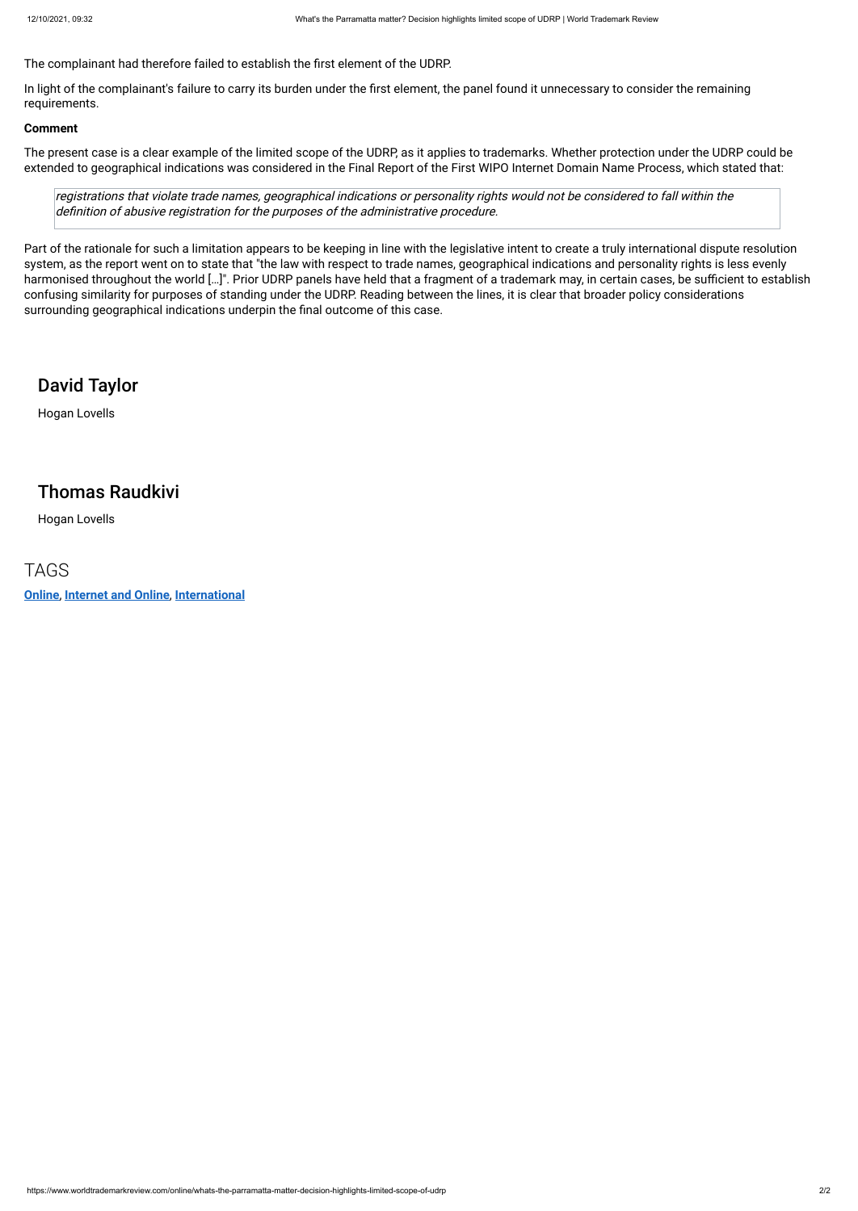The complainant had therefore failed to establish the first element of the UDRP.

In light of the complainant's failure to carry its burden under the first element, the panel found it unnecessary to consider the remaining requirements.

**Comment**

The present case is a clear example of the limited scope of the UDRP, as it applies to trademarks. Whether protection under the UDRP could be extended to geographical indications was considered in the Final Report of the First WIPO Internet Domain Name Process, which stated that:

> *registrations that violate trade names, geographical indications or personality rights would not be considered to fall within the definition of abusive registration for the purposes of the administrative procedure.*

Part of the rationale for such a limitation appears to be keeping in line with the legislative intent to create a truly international dispute resolution system, as the report went on to state that "the law with respect to trade names, geographical indications and personality rights is less evenly harmonised throughout the world […]". Prior UDRP panels have held that a fragment of a trademark may, in certain cases, be sufficient to establish confusing similarity for purposes of standing under the UDRP. Reading between the lines, it is clear that broader policy considerations surrounding geographical indications underpin the final outcome of this case.

## David Taylor

Hogan Lovells

## Thomas Raudkivi

Hogan Lovells

# TAGS

**Online**, **Internet and Online**, **International**